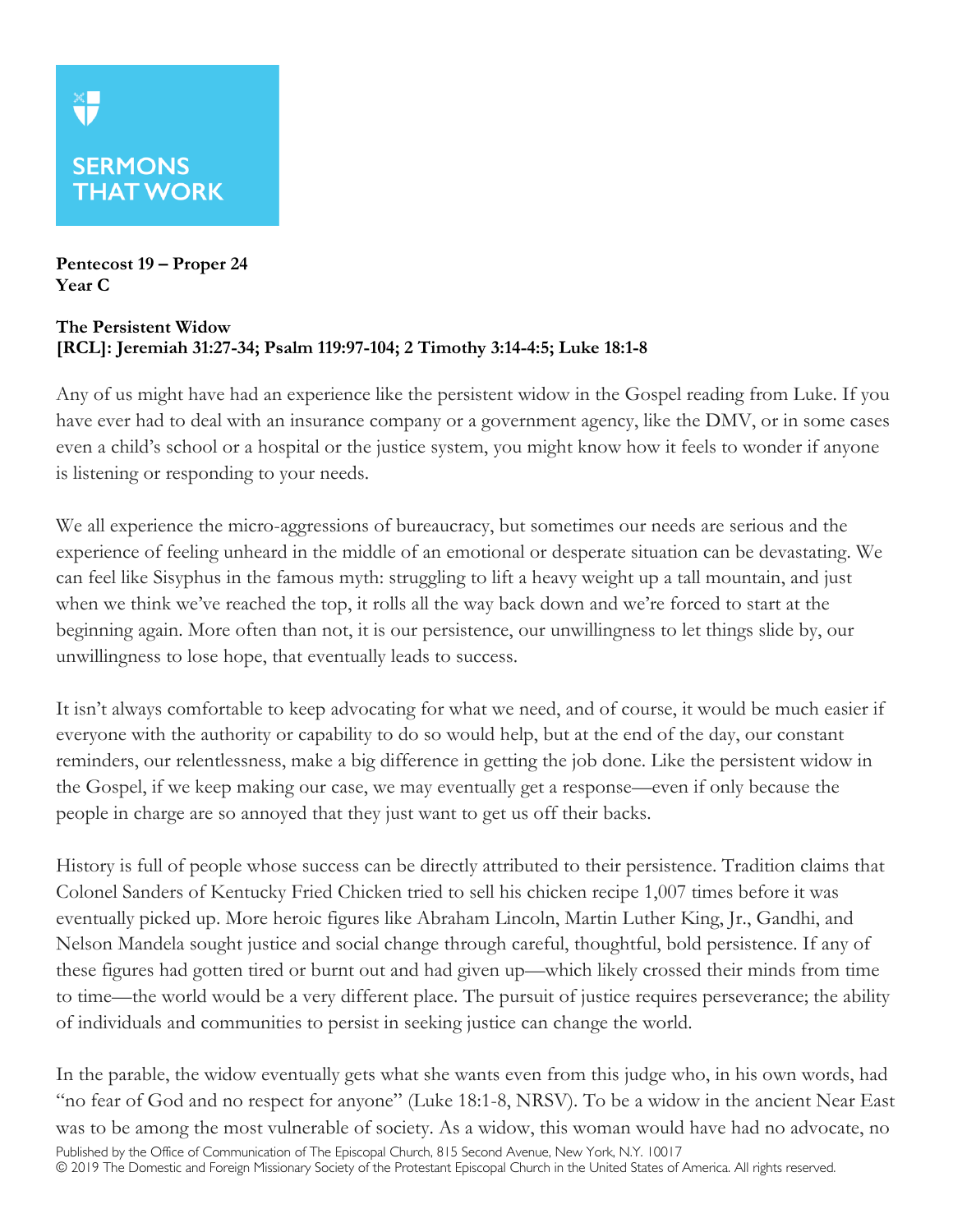SERMONS THAT WORK

**Pentecost 19 – Proper 24**
**Year C**

**The Persistent Widow**
**[RCL]: Jeremiah 31:27-34; Psalm 119:97-104; 2 Timothy 3:14-4:5; Luke 18:1-8**

Any of us might have had an experience like the persistent widow in the Gospel reading from Luke. If you have ever had to deal with an insurance company or a government agency, like the DMV, or in some cases even a child's school or a hospital or the justice system, you might know how it feels to wonder if anyone is listening or responding to your needs.

We all experience the micro-aggressions of bureaucracy, but sometimes our needs are serious and the experience of feeling unheard in the middle of an emotional or desperate situation can be devastating. We can feel like Sisyphus in the famous myth: struggling to lift a heavy weight up a tall mountain, and just when we think we've reached the top, it rolls all the way back down and we're forced to start at the beginning again. More often than not, it is our persistence, our unwillingness to let things slide by, our unwillingness to lose hope, that eventually leads to success.

It isn't always comfortable to keep advocating for what we need, and of course, it would be much easier if everyone with the authority or capability to do so would help, but at the end of the day, our constant reminders, our relentlessness, make a big difference in getting the job done. Like the persistent widow in the Gospel, if we keep making our case, we may eventually get a response—even if only because the people in charge are so annoyed that they just want to get us off their backs.

History is full of people whose success can be directly attributed to their persistence. Tradition claims that Colonel Sanders of Kentucky Fried Chicken tried to sell his chicken recipe 1,007 times before it was eventually picked up. More heroic figures like Abraham Lincoln, Martin Luther King, Jr., Gandhi, and Nelson Mandela sought justice and social change through careful, thoughtful, bold persistence. If any of these figures had gotten tired or burnt out and had given up—which likely crossed their minds from time to time—the world would be a very different place. The pursuit of justice requires perseverance; the ability of individuals and communities to persist in seeking justice can change the world.

In the parable, the widow eventually gets what she wants even from this judge who, in his own words, had "no fear of God and no respect for anyone" (Luke 18:1-8, NRSV). To be a widow in the ancient Near East was to be among the most vulnerable of society. As a widow, this woman would have had no advocate, no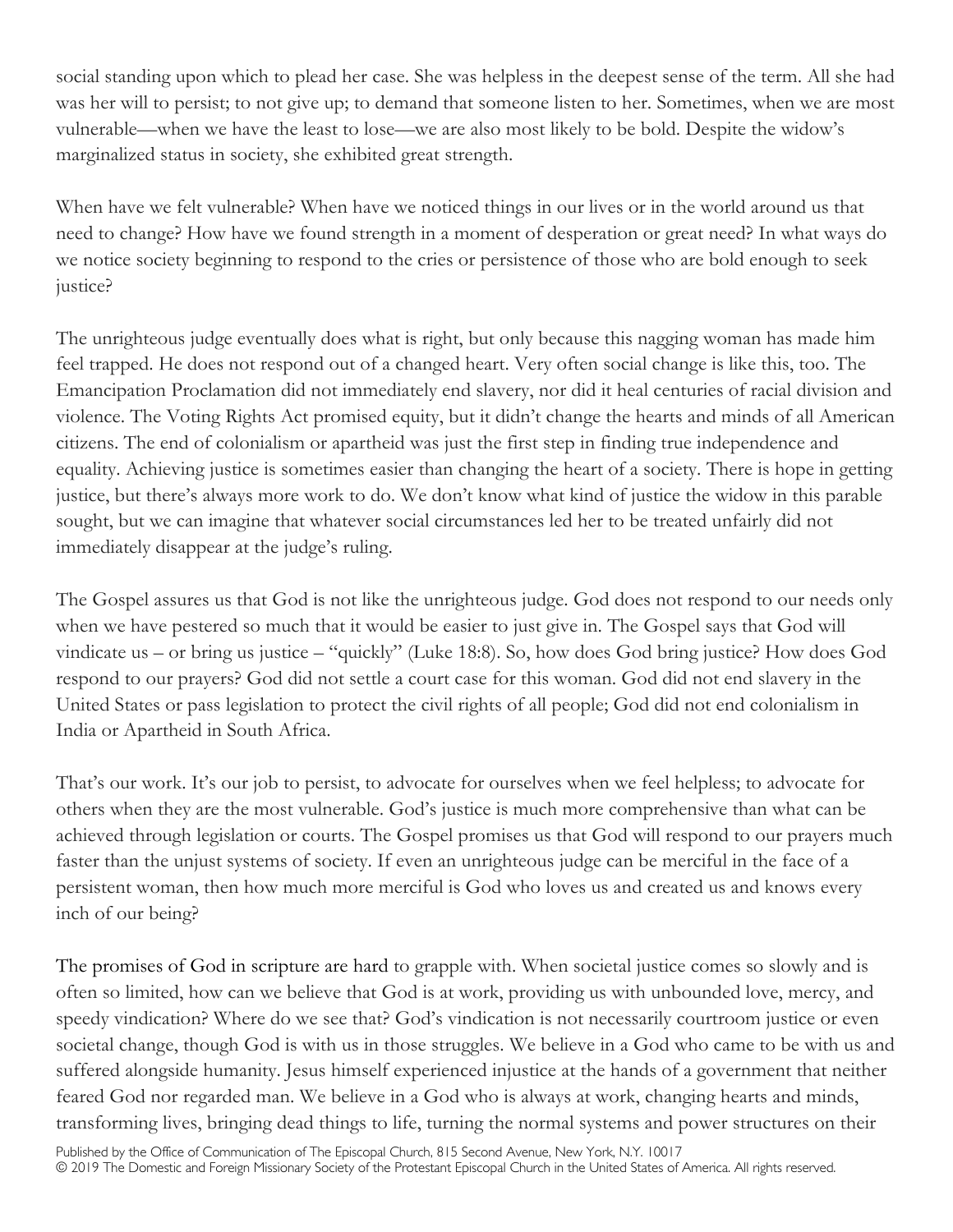social standing upon which to plead her case. She was helpless in the deepest sense of the term. All she had was her will to persist; to not give up; to demand that someone listen to her. Sometimes, when we are most vulnerable—when we have the least to lose—we are also most likely to be bold. Despite the widow's marginalized status in society, she exhibited great strength.

When have we felt vulnerable? When have we noticed things in our lives or in the world around us that need to change? How have we found strength in a moment of desperation or great need? In what ways do we notice society beginning to respond to the cries or persistence of those who are bold enough to seek justice?

The unrighteous judge eventually does what is right, but only because this nagging woman has made him feel trapped. He does not respond out of a changed heart. Very often social change is like this, too. The Emancipation Proclamation did not immediately end slavery, nor did it heal centuries of racial division and violence. The Voting Rights Act promised equity, but it didn't change the hearts and minds of all American citizens. The end of colonialism or apartheid was just the first step in finding true independence and equality. Achieving justice is sometimes easier than changing the heart of a society. There is hope in getting justice, but there's always more work to do. We don't know what kind of justice the widow in this parable sought, but we can imagine that whatever social circumstances led her to be treated unfairly did not immediately disappear at the judge's ruling.

The Gospel assures us that God is not like the unrighteous judge. God does not respond to our needs only when we have pestered so much that it would be easier to just give in. The Gospel says that God will vindicate us – or bring us justice – "quickly" (Luke 18:8). So, how does God bring justice? How does God respond to our prayers? God did not settle a court case for this woman. God did not end slavery in the United States or pass legislation to protect the civil rights of all people; God did not end colonialism in India or Apartheid in South Africa.

That's our work. It's our job to persist, to advocate for ourselves when we feel helpless; to advocate for others when they are the most vulnerable. God's justice is much more comprehensive than what can be achieved through legislation or courts. The Gospel promises us that God will respond to our prayers much faster than the unjust systems of society. If even an unrighteous judge can be merciful in the face of a persistent woman, then how much more merciful is God who loves us and created us and knows every inch of our being?

The promises of God in scripture are hard to grapple with. When societal justice comes so slowly and is often so limited, how can we believe that God is at work, providing us with unbounded love, mercy, and speedy vindication? Where do we see that? God's vindication is not necessarily courtroom justice or even societal change, though God is with us in those struggles. We believe in a God who came to be with us and suffered alongside humanity. Jesus himself experienced injustice at the hands of a government that neither feared God nor regarded man. We believe in a God who is always at work, changing hearts and minds, transforming lives, bringing dead things to life, turning the normal systems and power structures on their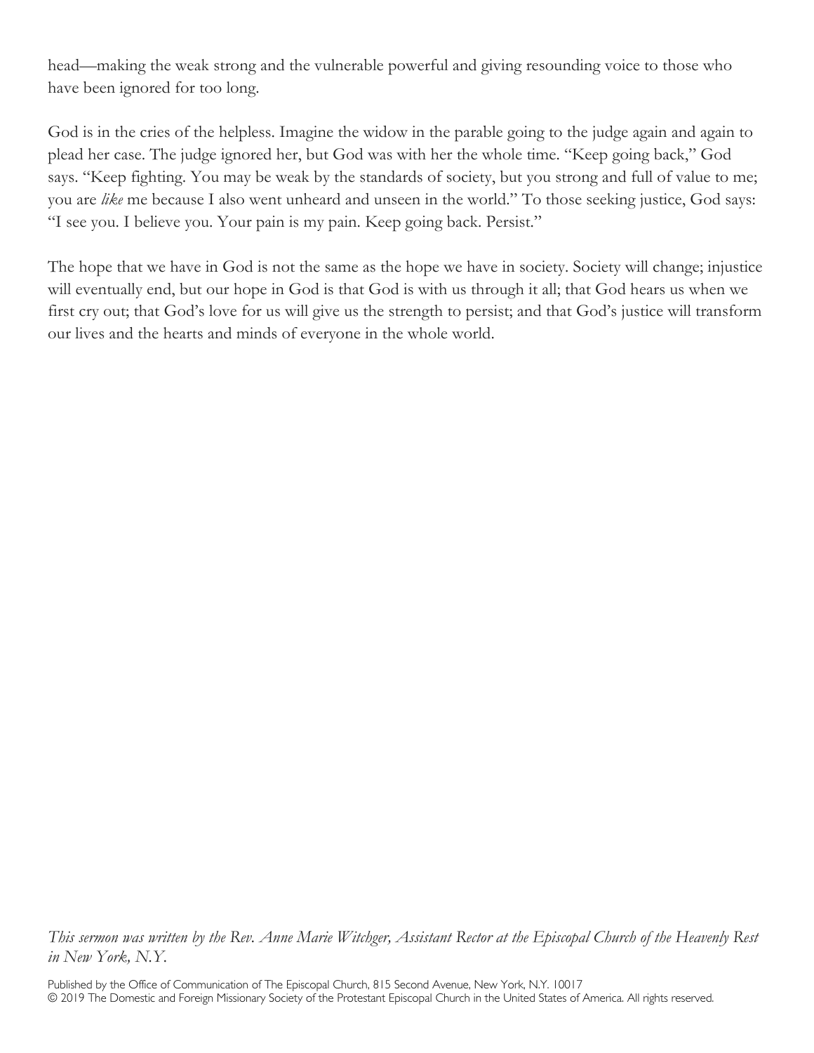head—making the weak strong and the vulnerable powerful and giving resounding voice to those who have been ignored for too long.

God is in the cries of the helpless. Imagine the widow in the parable going to the judge again and again to plead her case. The judge ignored her, but God was with her the whole time. "Keep going back," God says. "Keep fighting. You may be weak by the standards of society, but you strong and full of value to me; you are *like* me because I also went unheard and unseen in the world." To those seeking justice, God says: "I see you. I believe you. Your pain is my pain. Keep going back. Persist."

The hope that we have in God is not the same as the hope we have in society. Society will change; injustice will eventually end, but our hope in God is that God is with us through it all; that God hears us when we first cry out; that God's love for us will give us the strength to persist; and that God's justice will transform our lives and the hearts and minds of everyone in the whole world.

*This sermon was written by the Rev. Anne Marie Witchger, Assistant Rector at the Episcopal Church of the Heavenly Rest in New York, N.Y.*

Published by the Office of Communication of The Episcopal Church, 815 Second Avenue, New York, N.Y. 10017
© 2019 The Domestic and Foreign Missionary Society of the Protestant Episcopal Church in the United States of America. All rights reserved.